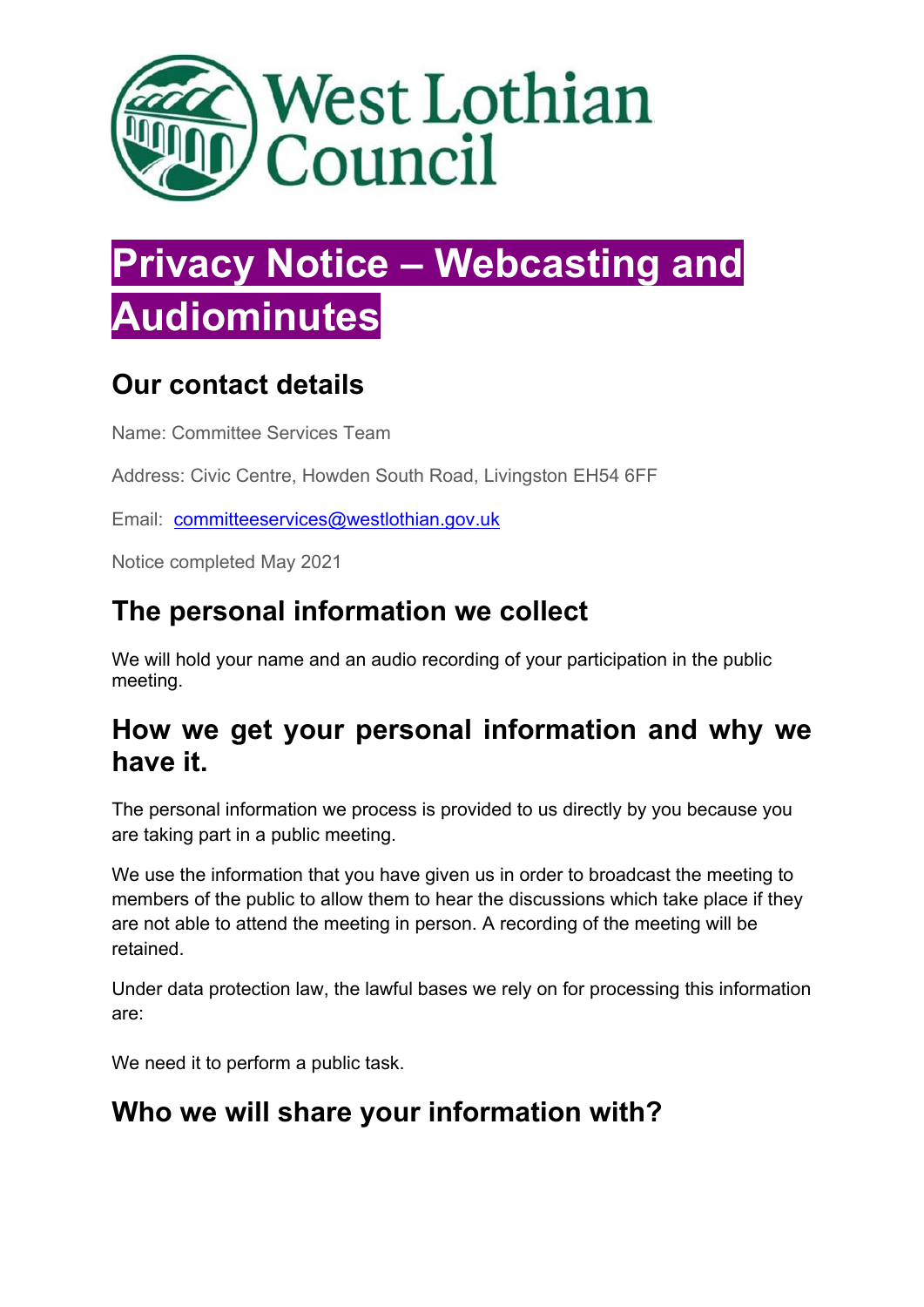West Lothian Council

# Privacy Notice – Webcasting and Audiominutes

## Our contact details

Name: Committee Services Team

Address: Civic Centre, Howden South Road, Livingston EH54 6FF

Email: committeeservices@westlothian.gov.uk

Notice completed May 2021

## The personal information we collect

We will hold your name and an audio recording of your participation in the public meeting.

## How we get your personal information and why we have it.

The personal information we process is provided to us directly by you because you are taking part in a public meeting.

We use the information that you have given us in order to broadcast the meeting to members of the public to allow them to hear the discussions which take place if they are not able to attend the meeting in person. A recording of the meeting will be retained.

Under data protection law, the lawful bases we rely on for processing this information are:

We need it to perform a public task.

## Who we will share your information with?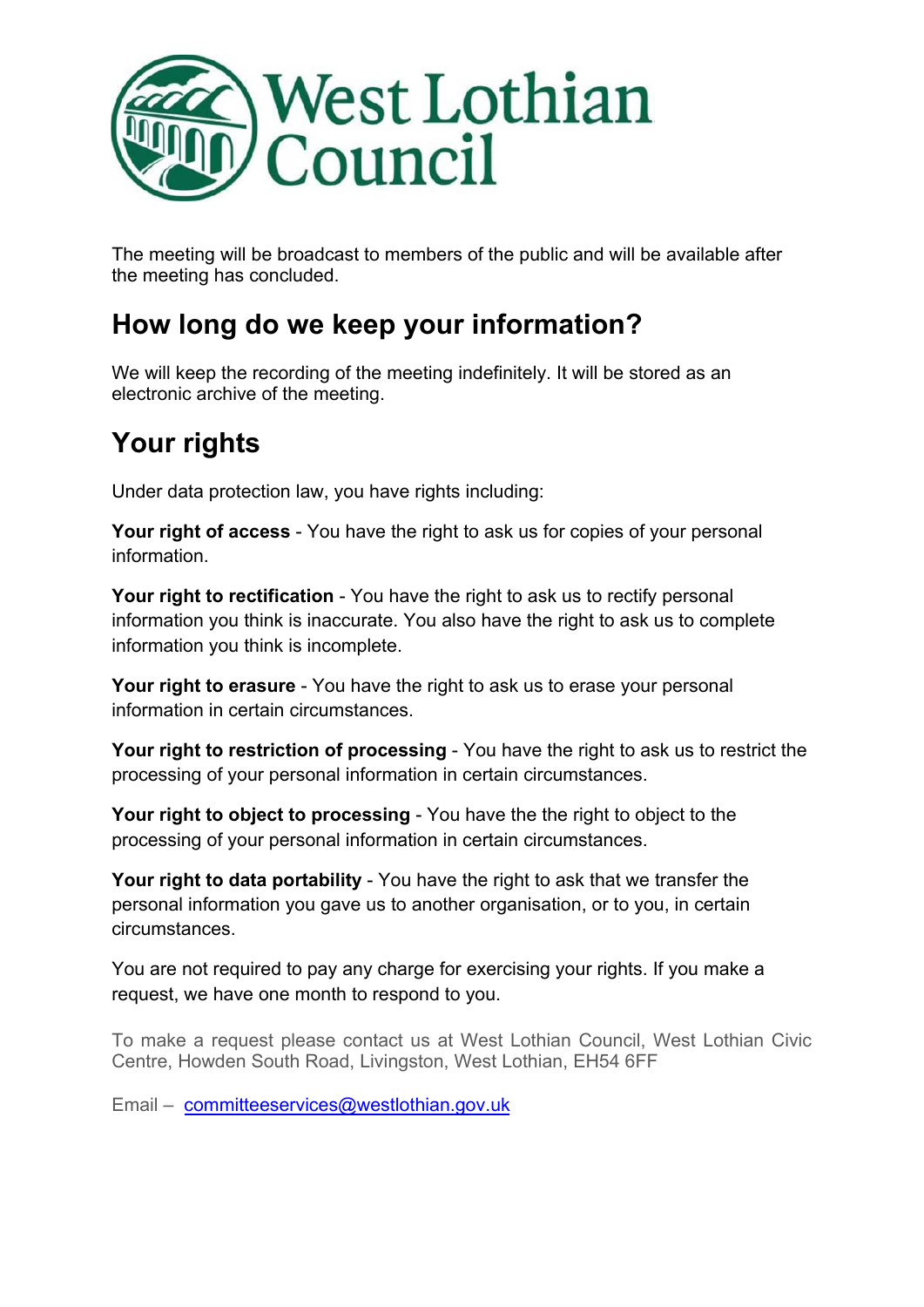The meeting will be broadcast to members of the public and will be available after the meeting has concluded.

## How long do we keep your information?

We will keep the recording of the meeting indefinitely. It will be stored as an electronic archive of the meeting.

## Your rights

Under data protection law, you have rights including:

**Your right of access** - You have the right to ask us for copies of your personal information.

**Your right to rectification** - You have the right to ask us to rectify personal information you think is inaccurate. You also have the right to ask us to complete information you think is incomplete.

**Your right to erasure** - You have the right to ask us to erase your personal information in certain circumstances.

**Your right to restriction of processing** - You have the right to ask us to restrict the processing of your personal information in certain circumstances.

**Your right to object to processing** - You have the the right to object to the processing of your personal information in certain circumstances.

**Your right to data portability** - You have the right to ask that we transfer the personal information you gave us to another organisation, or to you, in certain circumstances.

You are not required to pay any charge for exercising your rights. If you make a request, we have one month to respond to you.

To make a request please contact us at West Lothian Council, West Lothian Civic Centre, Howden South Road, Livingston, West Lothian, EH54 6FF

Email – committeeservices@westlothian.gov.uk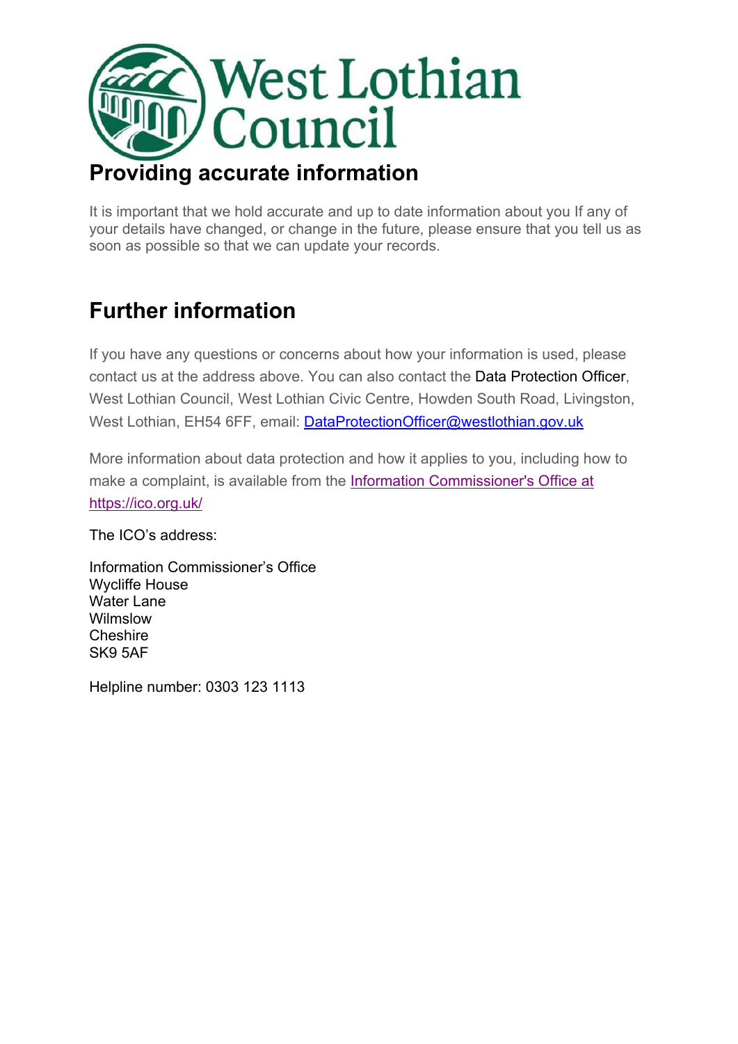West Lothian Council

## Providing accurate information

It is important that we hold accurate and up to date information about you If any of your details have changed, or change in the future, please ensure that you tell us as soon as possible so that we can update your records.

## Further information

If you have any questions or concerns about how your information is used, please contact us at the address above. You can also contact the Data Protection Officer, West Lothian Council, West Lothian Civic Centre, Howden South Road, Livingston, West Lothian, EH54 6FF, email: DataProtectionOfficer@westlothian.gov.uk

More information about data protection and how it applies to you, including how to make a complaint, is available from the Information Commissioner's Office at https://ico.org.uk/

The ICO's address:

Information Commissioner's Office
Wycliffe House
Water Lane
Wilmslow
Cheshire
SK9 5AF

Helpline number: 0303 123 1113